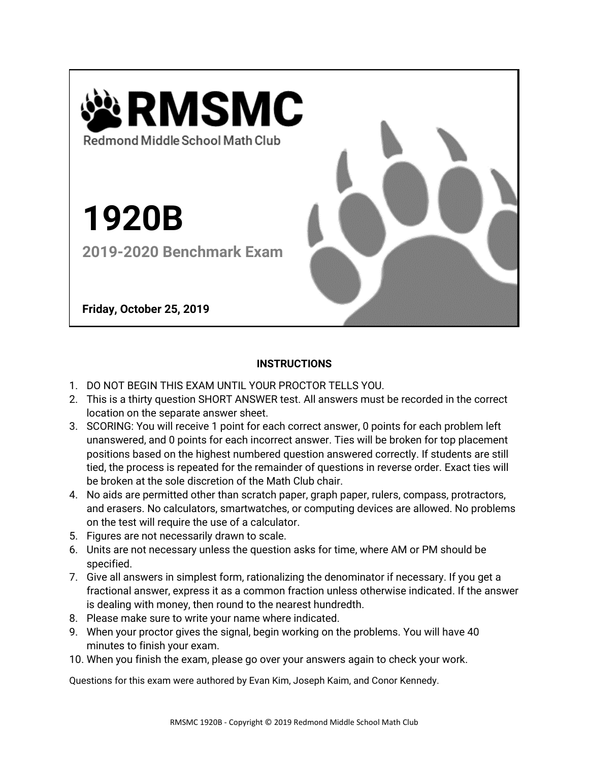# RMSMC

Redmond Middle School Math Club

# 1920B

## 2019-2020 Benchmark Exam

**Friday, October 25, 2019**

**INSTRUCTIONS**

1. DO NOT BEGIN THIS EXAM UNTIL YOUR PROCTOR TELLS YOU.
2. This is a thirty question SHORT ANSWER test. All answers must be recorded in the correct location on the separate answer sheet.
3. SCORING: You will receive 1 point for each correct answer, 0 points for each problem left unanswered, and 0 points for each incorrect answer. Ties will be broken for top placement positions based on the highest numbered question answered correctly. If students are still tied, the process is repeated for the remainder of questions in reverse order. Exact ties will be broken at the sole discretion of the Math Club chair.
4. No aids are permitted other than scratch paper, graph paper, rulers, compass, protractors, and erasers. No calculators, smartwatches, or computing devices are allowed. No problems on the test will require the use of a calculator.
5. Figures are not necessarily drawn to scale.
6. Units are not necessary unless the question asks for time, where AM or PM should be specified.
7. Give all answers in simplest form, rationalizing the denominator if necessary. If you get a fractional answer, express it as a common fraction unless otherwise indicated. If the answer is dealing with money, then round to the nearest hundredth.
8. Please make sure to write your name where indicated.
9. When your proctor gives the signal, begin working on the problems. You will have 40 minutes to finish your exam.
10. When you finish the exam, please go over your answers again to check your work.

Questions for this exam were authored by Evan Kim, Joseph Kaim, and Conor Kennedy.

RMSMC 1920B - Copyright © 2019 Redmond Middle School Math Club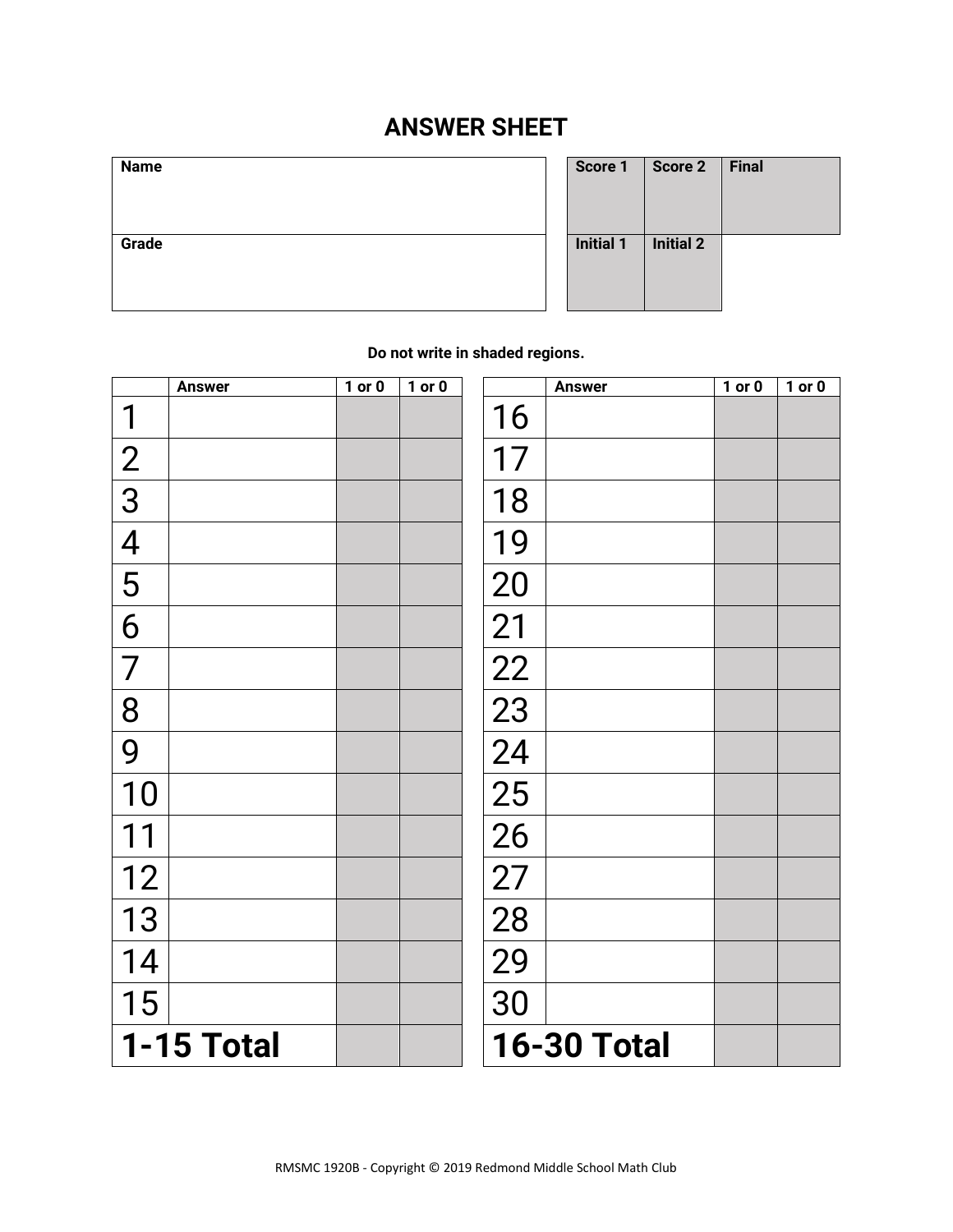# ANSWER SHEET

| Name | |
|---|---|
| Grade | |

| Score 1 | Score 2 | Final |
|---|---|---|
| Initial 1 | Initial 2 | |

**Do not write in shaded regions.**

| | Answer | 1 or 0 | 1 or 0 |
|---|---|---|---|
| 1 | | | |
| 2 | | | |
| 3 | | | |
| 4 | | | |
| 5 | | | |
| 6 | | | |
| 7 | | | |
| 8 | | | |
| 9 | | | |
| 10 | | | |
| 11 | | | |
| 12 | | | |
| 13 | | | |
| 14 | | | |
| 15 | | | |
| **1-15 Total** | | | |

| | Answer | 1 or 0 | 1 or 0 |
|---|---|---|---|
| 16 | | | |
| 17 | | | |
| 18 | | | |
| 19 | | | |
| 20 | | | |
| 21 | | | |
| 22 | | | |
| 23 | | | |
| 24 | | | |
| 25 | | | |
| 26 | | | |
| 27 | | | |
| 28 | | | |
| 29 | | | |
| 30 | | | |
| **16-30 Total** | | | |

RMSMC 1920B - Copyright © 2019 Redmond Middle School Math Club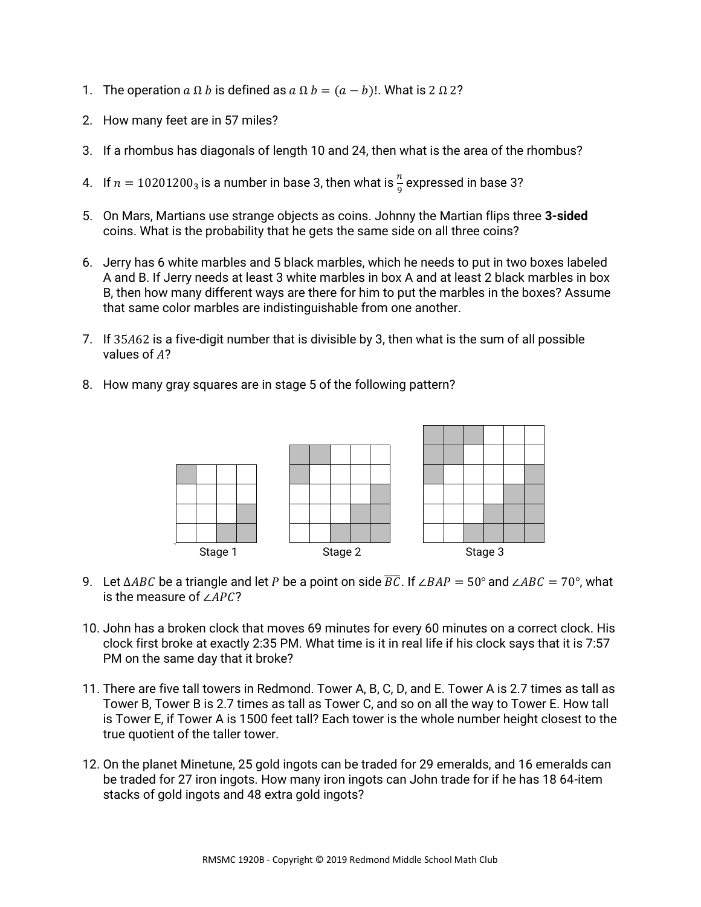1. The operation $a \, \Omega \, b$ is defined as $a \, \Omega \, b = (a - b)!$. What is $2 \, \Omega \, 2$?

2. How many feet are in 57 miles?

3. If a rhombus has diagonals of length 10 and 24, then what is the area of the rhombus?

4. If $n = 10201200_3$ is a number in base 3, then what is $\frac{n}{9}$ expressed in base 3?

5. On Mars, Martians use strange objects as coins. Johnny the Martian flips three **3-sided** coins. What is the probability that he gets the same side on all three coins?

6. Jerry has 6 white marbles and 5 black marbles, which he needs to put in two boxes labeled A and B. If Jerry needs at least 3 white marbles in box A and at least 2 black marbles in box B, then how many different ways are there for him to put the marbles in the boxes? Assume that same color marbles are indistinguishable from one another.

7. If $35A62$ is a five-digit number that is divisible by 3, then what is the sum of all possible values of $A$?

8. How many gray squares are in stage 5 of the following pattern?

Stage 1 Stage 2 Stage 3

9. Let $\Delta ABC$ be a triangle and let $P$ be a point on side $\overline{BC}$. If $\angle BAP = 50°$ and $\angle ABC = 70°$, what is the measure of $\angle APC$?

10. John has a broken clock that moves 69 minutes for every 60 minutes on a correct clock. His clock first broke at exactly 2:35 PM. What time is it in real life if his clock says that it is 7:57 PM on the same day that it broke?

11. There are five tall towers in Redmond. Tower A, B, C, D, and E. Tower A is 2.7 times as tall as Tower B, Tower B is 2.7 times as tall as Tower C, and so on all the way to Tower E. How tall is Tower E, if Tower A is 1500 feet tall? Each tower is the whole number height closest to the true quotient of the taller tower.

12. On the planet Minetune, 25 gold ingots can be traded for 29 emeralds, and 16 emeralds can be traded for 27 iron ingots. How many iron ingots can John trade for if he has 18 64-item stacks of gold ingots and 48 extra gold ingots?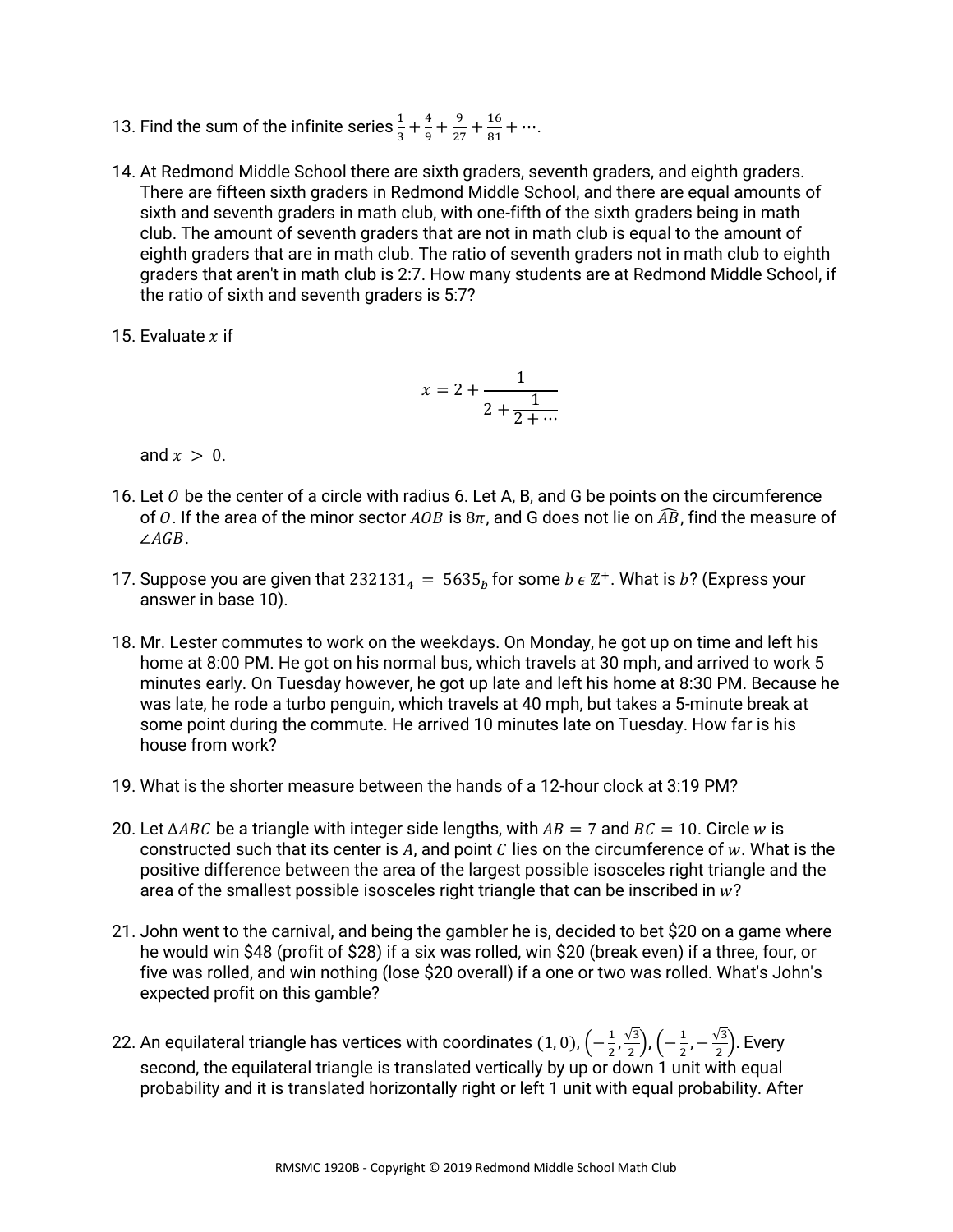13. Find the sum of the infinite series $\frac{1}{3} + \frac{4}{9} + \frac{9}{27} + \frac{16}{81} + \cdots$.

14. At Redmond Middle School there are sixth graders, seventh graders, and eighth graders. There are fifteen sixth graders in Redmond Middle School, and there are equal amounts of sixth and seventh graders in math club, with one-fifth of the sixth graders being in math club. The amount of seventh graders that are not in math club is equal to the amount of eighth graders that are in math club. The ratio of seventh graders not in math club to eighth graders that aren't in math club is 2:7. How many students are at Redmond Middle School, if the ratio of sixth and seventh graders is 5:7?

15. Evaluate $x$ if

$$x = 2 + \cfrac{1}{2 + \cfrac{1}{2 + \cdots}}$$

and $x > 0$.

16. Let $O$ be the center of a circle with radius 6. Let A, B, and G be points on the circumference of $O$. If the area of the minor sector $AOB$ is $8\pi$, and G does not lie on $\widehat{AB}$, find the measure of $\angle AGB$.

17. Suppose you are given that $232131_4 = 5635_b$ for some $b \in \mathbb{Z}^+$. What is $b$? (Express your answer in base 10).

18. Mr. Lester commutes to work on the weekdays. On Monday, he got up on time and left his home at 8:00 PM. He got on his normal bus, which travels at 30 mph, and arrived to work 5 minutes early. On Tuesday however, he got up late and left his home at 8:30 PM. Because he was late, he rode a turbo penguin, which travels at 40 mph, but takes a 5-minute break at some point during the commute. He arrived 10 minutes late on Tuesday. How far is his house from work?

19. What is the shorter measure between the hands of a 12-hour clock at 3:19 PM?

20. Let $\Delta ABC$ be a triangle with integer side lengths, with $AB = 7$ and $BC = 10$. Circle $w$ is constructed such that its center is $A$, and point $C$ lies on the circumference of $w$. What is the positive difference between the area of the largest possible isosceles right triangle and the area of the smallest possible isosceles right triangle that can be inscribed in $w$?

21. John went to the carnival, and being the gambler he is, decided to bet $20 on a game where he would win $48 (profit of $28) if a six was rolled, win $20 (break even) if a three, four, or five was rolled, and win nothing (lose $20 overall) if a one or two was rolled. What's John's expected profit on this gamble?

22. An equilateral triangle has vertices with coordinates $(1, 0)$, $\left(-\frac{1}{2}, \frac{\sqrt{3}}{2}\right)$, $\left(-\frac{1}{2}, -\frac{\sqrt{3}}{2}\right)$. Every second, the equilateral triangle is translated vertically by up or down 1 unit with equal probability and it is translated horizontally right or left 1 unit with equal probability. After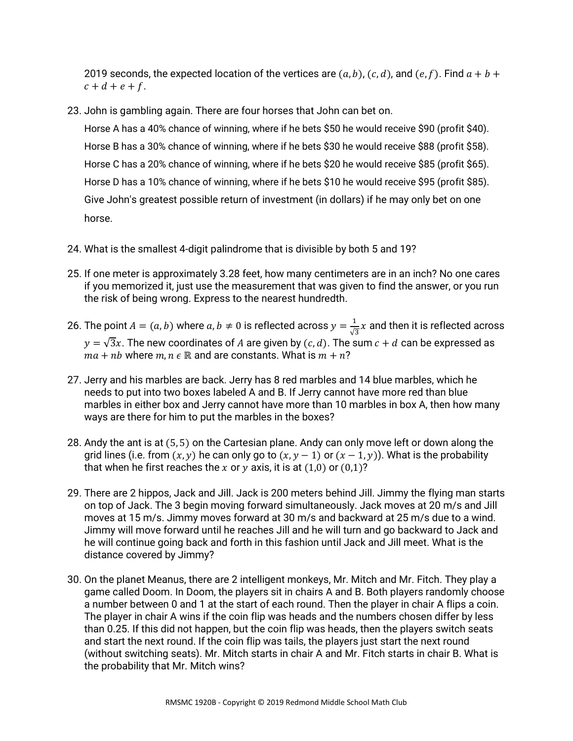2019 seconds, the expected location of the vertices are $(a, b)$, $(c, d)$, and $(e, f)$. Find $a + b + c + d + e + f$.

23. John is gambling again. There are four horses that John can bet on.

    Horse A has a 40% chance of winning, where if he bets \$50 he would receive \$90 (profit \$40).

    Horse B has a 30% chance of winning, where if he bets \$30 he would receive \$88 (profit \$58).

    Horse C has a 20% chance of winning, where if he bets \$20 he would receive \$85 (profit \$65).

    Horse D has a 10% chance of winning, where if he bets \$10 he would receive \$95 (profit \$85).

    Give John's greatest possible return of investment (in dollars) if he may only bet on one horse.

24. What is the smallest 4-digit palindrome that is divisible by both 5 and 19?

25. If one meter is approximately 3.28 feet, how many centimeters are in an inch? No one cares if you memorized it, just use the measurement that was given to find the answer, or you run the risk of being wrong. Express to the nearest hundredth.

26. The point $A = (a, b)$ where $a, b \neq 0$ is reflected across $y = \frac{1}{\sqrt{3}}x$ and then it is reflected across $y = \sqrt{3}x$. The new coordinates of $A$ are given by $(c, d)$. The sum $c + d$ can be expressed as $ma + nb$ where $m, n \in \mathbb{R}$ and are constants. What is $m + n$?

27. Jerry and his marbles are back. Jerry has 8 red marbles and 14 blue marbles, which he needs to put into two boxes labeled A and B. If Jerry cannot have more red than blue marbles in either box and Jerry cannot have more than 10 marbles in box A, then how many ways are there for him to put the marbles in the boxes?

28. Andy the ant is at $(5,5)$ on the Cartesian plane. Andy can only move left or down along the grid lines (i.e. from $(x, y)$ he can only go to $(x, y - 1)$ or $(x - 1, y)$). What is the probability that when he first reaches the $x$ or $y$ axis, it is at $(1,0)$ or $(0,1)$?

29. There are 2 hippos, Jack and Jill. Jack is 200 meters behind Jill. Jimmy the flying man starts on top of Jack. The 3 begin moving forward simultaneously. Jack moves at 20 m/s and Jill moves at 15 m/s. Jimmy moves forward at 30 m/s and backward at 25 m/s due to a wind. Jimmy will move forward until he reaches Jill and he will turn and go backward to Jack and he will continue going back and forth in this fashion until Jack and Jill meet. What is the distance covered by Jimmy?

30. On the planet Meanus, there are 2 intelligent monkeys, Mr. Mitch and Mr. Fitch. They play a game called Doom. In Doom, the players sit in chairs A and B. Both players randomly choose a number between 0 and 1 at the start of each round. Then the player in chair A flips a coin. The player in chair A wins if the coin flip was heads and the numbers chosen differ by less than 0.25. If this did not happen, but the coin flip was heads, then the players switch seats and start the next round. If the coin flip was tails, the players just start the next round (without switching seats). Mr. Mitch starts in chair A and Mr. Fitch starts in chair B. What is the probability that Mr. Mitch wins?